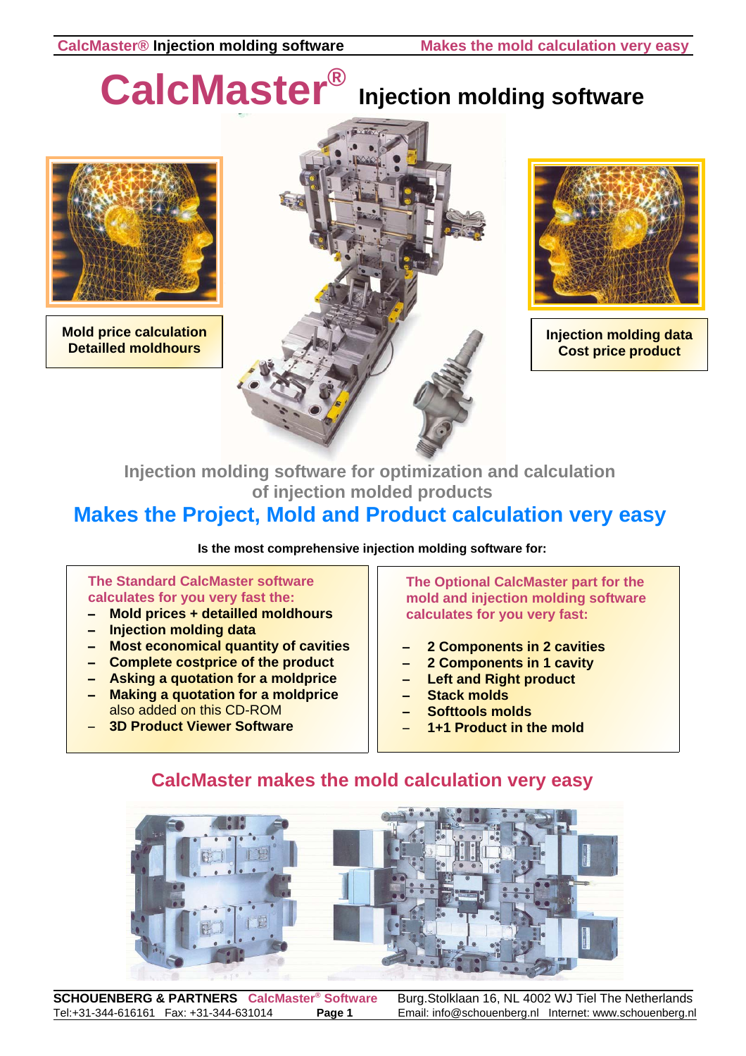# CalcMaster® Injection molding software

**Mold price calculation**
**Detailled moldhours**

**Injection molding data**
**Cost price product**

**Injection molding software for optimization and calculation of injection molded products**

## Makes the Project, Mold and Product calculation very easy

**Is the most comprehensive injection molding software for:**

**The Standard CalcMaster software calculates for you very fast the:**

- **Mold prices + detailled moldhours**
- **Injection molding data**
- **Most economical quantity of cavities**
- **Complete costprice of the product**
- **Asking a quotation for a moldprice**
- **Making a quotation for a moldprice** also added on this CD-ROM
- **3D Product Viewer Software**

**The Optional CalcMaster part for the mold and injection molding software calculates for you very fast:**

- **2 Components in 2 cavities**
- **2 Components in 1 cavity**
- **Left and Right product**
- **Stack molds**
- **Softtools molds**
- **1+1 Product in the mold**

## CalcMaster makes the mold calculation very easy

**SCHOUENBERG & PARTNERS** **CalcMaster® Software** Burg.Stolklaan 16, NL 4002 WJ Tiel The Netherlands
Tel:+31-344-616161 Fax: +31-344-631014 Email: info@schouenberg.nl Internet: www.schouenberg.nl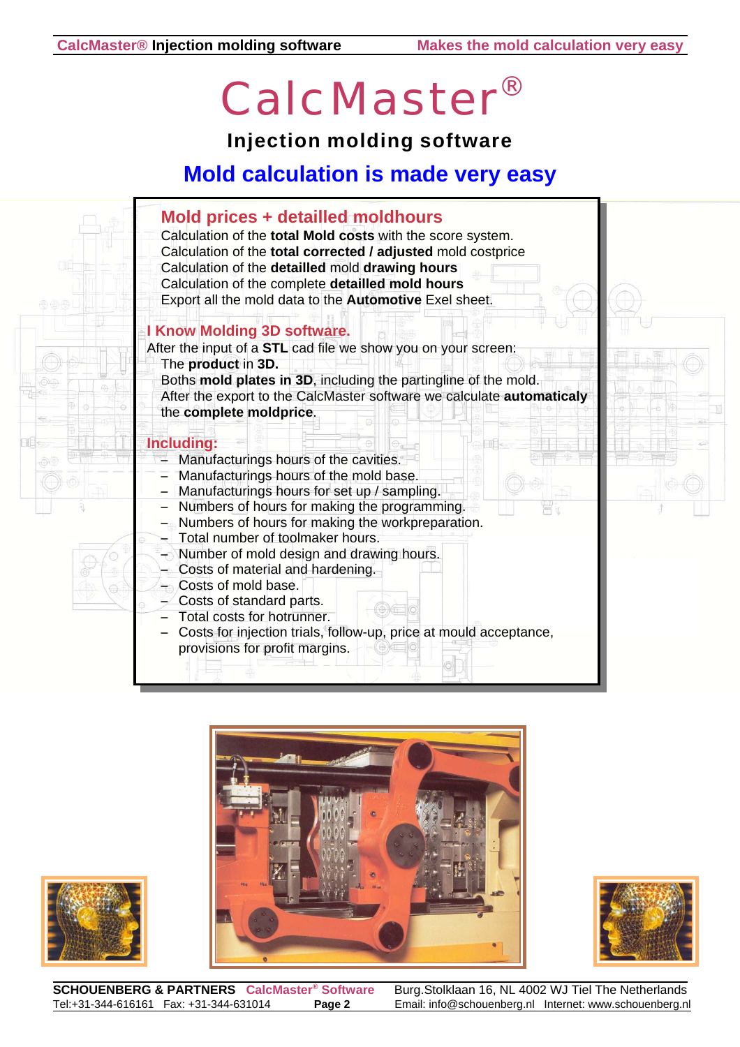# CalcMaster®

## Injection molding software

## Mold calculation is made very easy

### Mold prices + detailled moldhours

Calculation of the **total Mold costs** with the score system.
Calculation of the **total corrected / adjusted** mold costprice
Calculation of the **detailled** mold **drawing hours**
Calculation of the complete **detailled mold hours**
Export all the mold data to the **Automotive** Exel sheet.

### I Know Molding 3D software.

After the input of a **STL** cad file we show you on your screen:
The **product** in **3D.**
Boths **mold plates in 3D**, including the partingline of the mold.
After the export to the CalcMaster software we calculate **automaticaly** the **complete moldprice**.

### Including:

- Manufacturings hours of the cavities.
- Manufacturings hours of the mold base.
- Manufacturings hours for set up / sampling.
- Numbers of hours for making the programming.
- Numbers of hours for making the workpreparation.
- Total number of toolmaker hours.
- Number of mold design and drawing hours.
- Costs of material and hardening.
- Costs of mold base.
- Costs of standard parts.
- Total costs for hotrunner.
- Costs for injection trials, follow-up, price at mould acceptance, provisions for profit margins.

**SCHOUENBERG & PARTNERS** CalcMaster® Software Burg.Stolklaan 16, NL 4002 WJ Tiel The Netherlands
Tel:+31-344-616161 Fax: +31-344-631014 Email: info@schouenberg.nl Internet: www.schouenberg.nl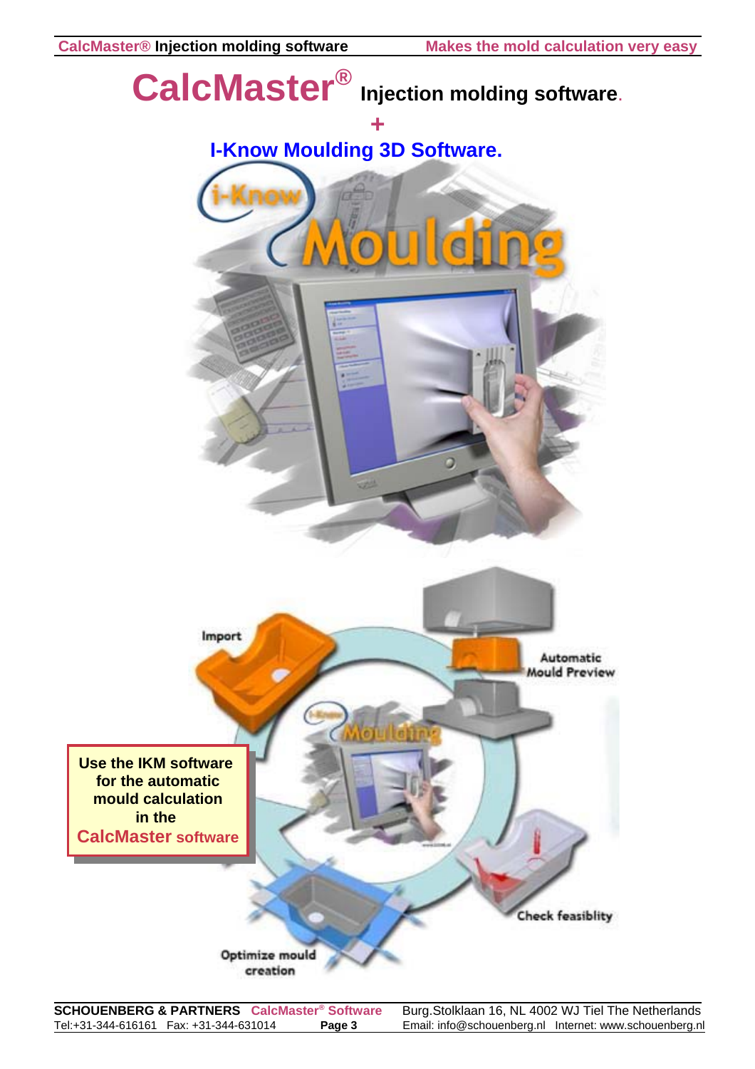# CalcMaster® Injection molding software.

+

## I-Know Moulding 3D Software.

Import

Automatic Mould Preview

Check feasiblity

Optimize mould creation

**Use the IKM software for the automatic mould calculation in the CalcMaster software**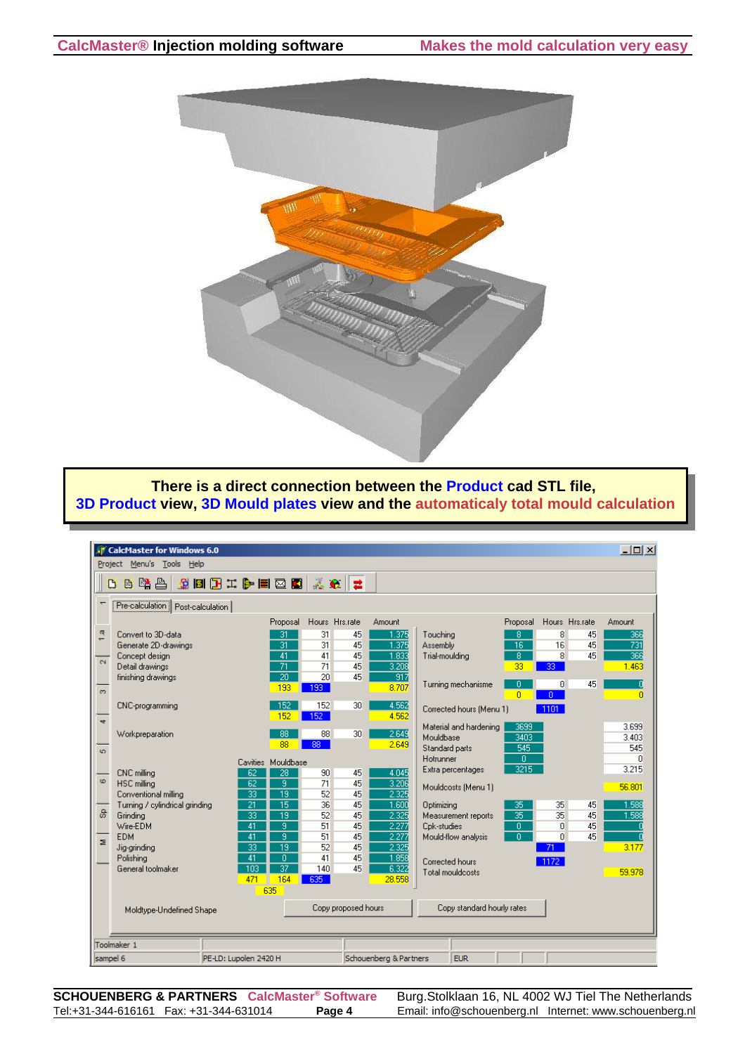There is a direct connection between the **Product** cad STL file, **3D Product** view, **3D Mould plates** view and the **automaticaly total mould calculation**

CalcMaster for Windows 6.0

Project Menu's Tools Help

Pre-calculation | Post-calculation

| | Proposal | Hours | Hrs.rate | Amount |
|---|---|---|---|---|
| Convert to 3D-data | 31 | 31 | 45 | 1.375 |
| Generate 2D-drawings | 31 | 31 | 45 | 1.375 |
| Concept design | 41 | 41 | 45 | 1.833 |
| Detail drawings | 71 | 71 | 45 | 3.208 |
| finishing drawings | 20 | 20 | 45 | 917 |
| | 193 | 193 | | 8.707 |
| CNC-programming | 152 | 152 | 30 | 4.562 |
| | 152 | 152 | | 4.562 |
| Workpreparation | 88 | 88 | 30 | 2.649 |
| | 88 | 88 | | 2.649 |

| | Cavities | Mouldbase | Hours | Hrs.rate | Amount |
|---|---|---|---|---|---|
| CNC milling | 62 | 28 | 90 | 45 | 4.045 |
| HSC milling | 62 | 9 | 71 | 45 | 3.206 |
| Conventional milling | 33 | 19 | 52 | 45 | 2.325 |
| Turning / cylindrical grinding | 21 | 15 | 36 | 45 | 1.600 |
| Grinding | 33 | 19 | 52 | 45 | 2.325 |
| Wire-EDM | 41 | 9 | 51 | 45 | 2.277 |
| EDM | 41 | 9 | 51 | 45 | 2.277 |
| Jig-grinding | 33 | 19 | 52 | 45 | 2.325 |
| Polishing | 41 | 0 | 41 | 45 | 1.858 |
| General toolmaker | 103 | 37 | 140 | 45 | 6.322 |
| | 471 | 164 | 635 | | 28.558 |
| | 635 | | | | |

| | Proposal | Hours | Hrs.rate | Amount |
|---|---|---|---|---|
| Touching | 8 | 8 | 45 | 366 |
| Assembly | 16 | 16 | 45 | 731 |
| Trial-moulding | 8 | 8 | 45 | 366 |
| | 33 | 33 | | 1.463 |
| Turning mechanisme | 0 | 0 | 45 | 0 |
| | 0 | 0 | | 0 |
| Corrected hours (Menu 1) | | 1101 | | |
| Material and hardening | 3699 | | | 3.699 |
| Mouldbase | 3403 | | | 3.403 |
| Standard parts | 545 | | | 545 |
| Hotrunner | 0 | | | 0 |
| Extra percentages | 3215 | | | 3.215 |
| Mouldcosts (Menu 1) | | | | 56.801 |
| Optimizing | 35 | 35 | 45 | 1.588 |
| Measurement reports | 35 | 35 | 45 | 1.588 |
| Cpk-studies | 0 | 0 | 45 | 0 |
| Mould-flow analysis | 0 | 0 | 45 | 0 |
| | | 71 | | 3.177 |
| Corrected hours | | 1172 | | |
| Total mouldcosts | | | | 59.978 |

Moldtype-Undefined Shape | Copy proposed hours | Copy standard hourly rates

Toolmaker 1

sampel 6 | PE-LD: Lupolen 2420 H | Schouenberg & Partners | EUR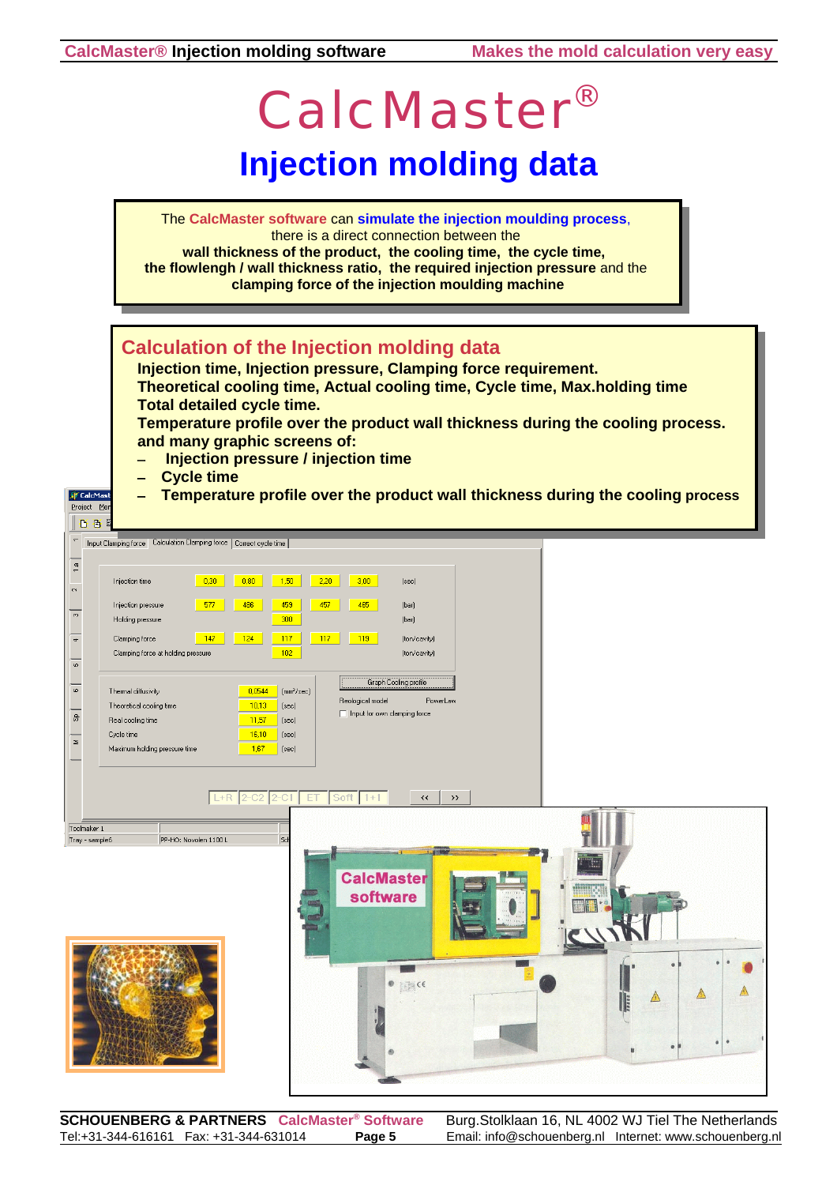# CalcMaster®

## Injection molding data

The **CalcMaster software** can **simulate the injection moulding process**, there is a direct connection between the **wall thickness of the product, the cooling time, the cycle time, the flowlengh / wall thickness ratio, the required injection pressure** and the **clamping force of the injection moulding machine**

## Calculation of the Injection molding data

**Injection time, Injection pressure, Clamping force requirement.**
**Theoretical cooling time, Actual cooling time, Cycle time, Max.holding time**
**Total detailed cycle time.**
**Temperature profile over the product wall thickness during the cooling process.**
**and many graphic screens of:**

- **Injection pressure / injection time**
- **Cycle time**
- **Temperature profile over the product wall thickness during the cooling process**

| | | | | | | |
|---|---|---|---|---|---|---|
| Injection time | 0,30 | 0,80 | 1,50 | 2,20 | 3,00 | [sec] |
| Injection pressure | 577 | 486 | 459 | 457 | 465 | [bar] |
| Holding pressure | | | 300 | | | [bar] |
| Clamping force | 147 | 124 | 117 | 117 | 119 | [ton/cavity] |
| Clamping force at holding pressure | | | 102 | | | [ton/cavity] |

| | | |
|---|---|---|
| Thermal diffusivity | 0,0544 | [mm²/sec] |
| Theoretical cooling time | 10,13 | [sec] |
| Real cooling time | 11,57 | [sec] |
| Cycle time | 15,10 | [sec] |
| Maximum holding pressure time | 1,67 | [sec] |

Rheological model: PowerLaw

CalcMaster software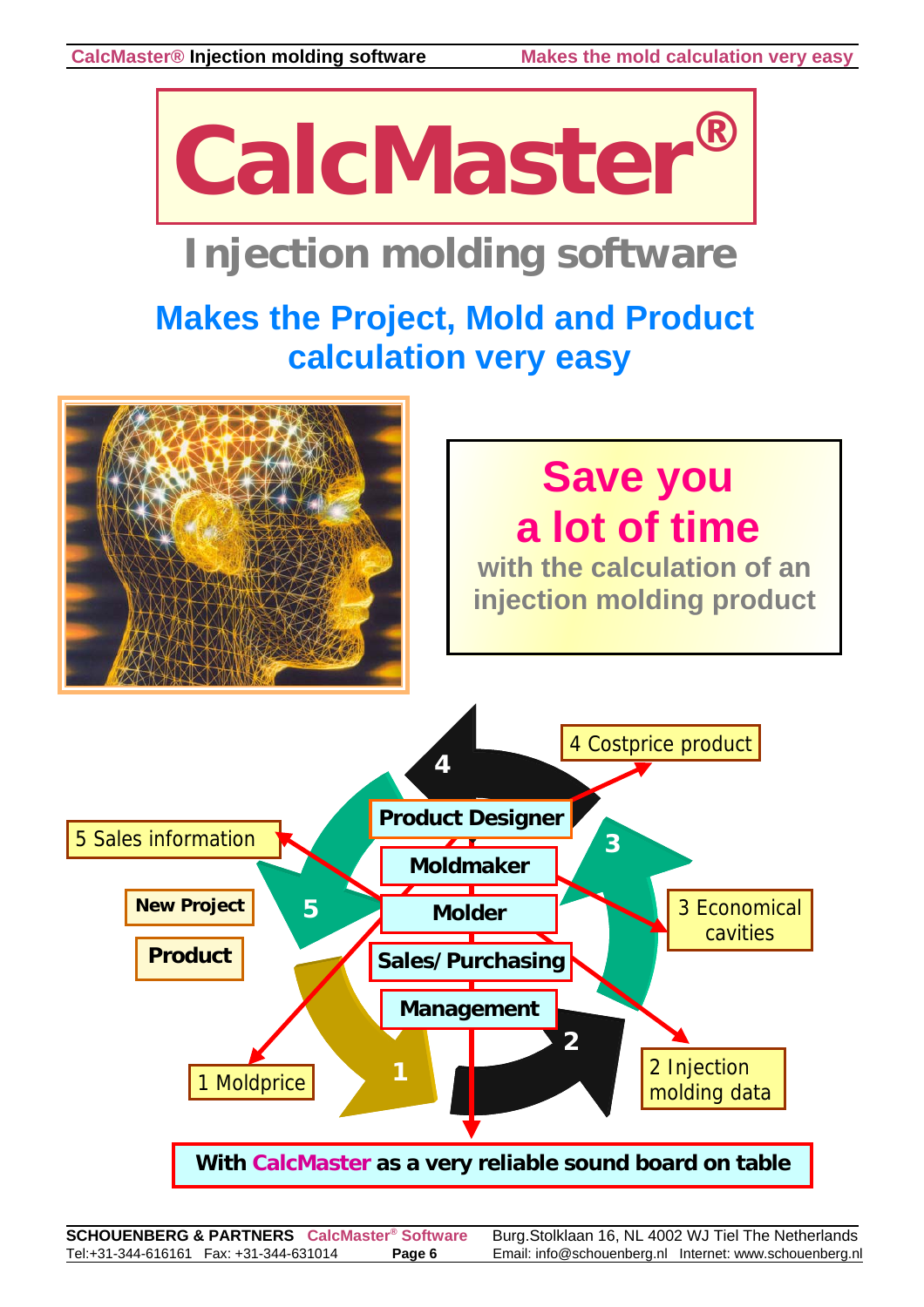# CalcMaster®

## Injection molding software

## Makes the Project, Mold and Product calculation very easy

**Save you a lot of time**

**with the calculation of an injection molding product**

4 Costprice product

5 Sales information

New Project

Product

Product Designer

Moldmaker

Molder

Sales/Purchasing

Management

3 Economical cavities

2 Injection molding data

1 Moldprice

**With CalcMaster as a very reliable sound board on table**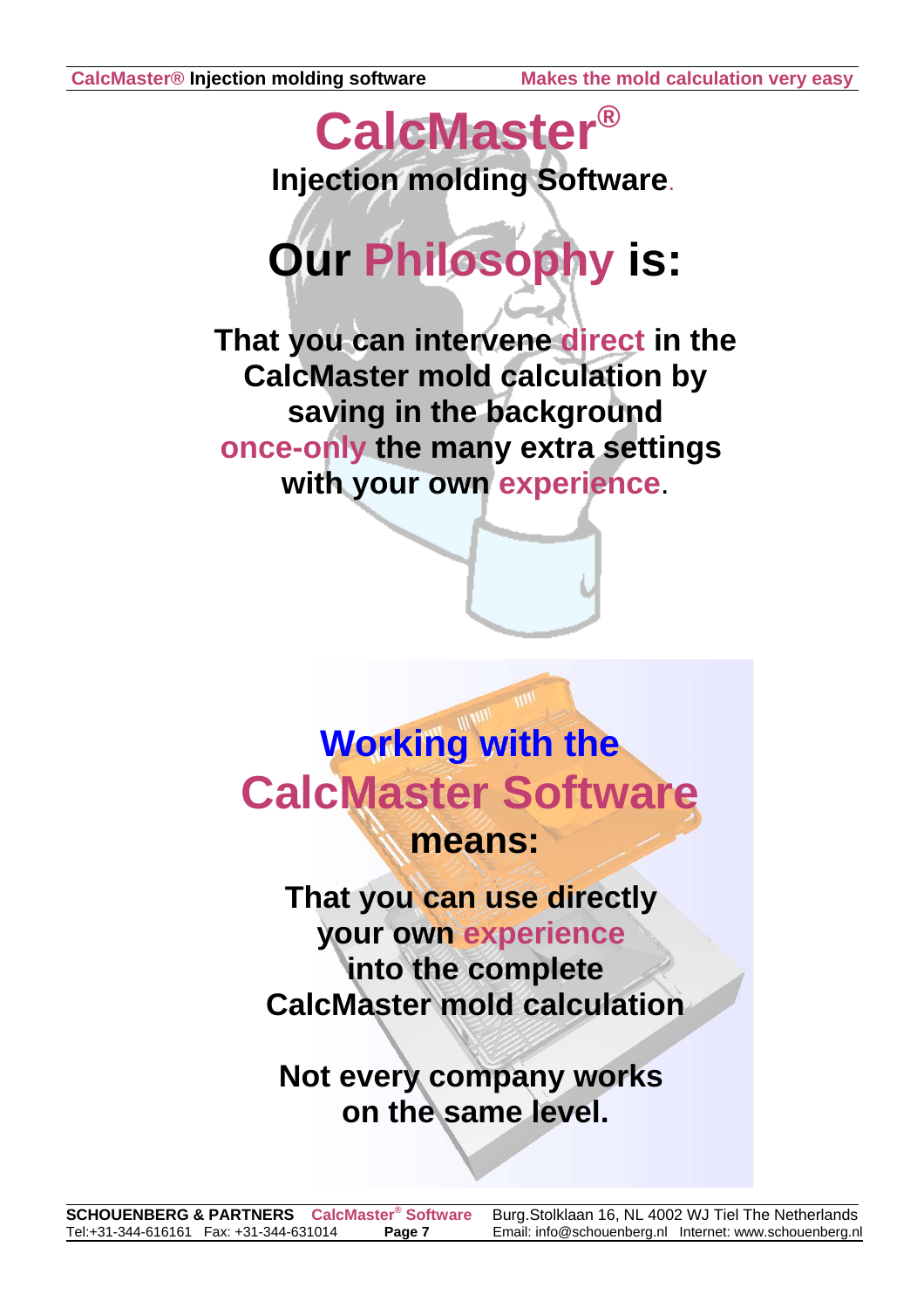# CalcMaster®

**Injection molding Software.**

## Our Philosophy is:

**That you can intervene direct in the CalcMaster mold calculation by saving in the background once-only the many extra settings with your own experience.**

## Working with the CalcMaster Software means:

**That you can use directly your own experience into the complete CalcMaster mold calculation**

**Not every company works on the same level.**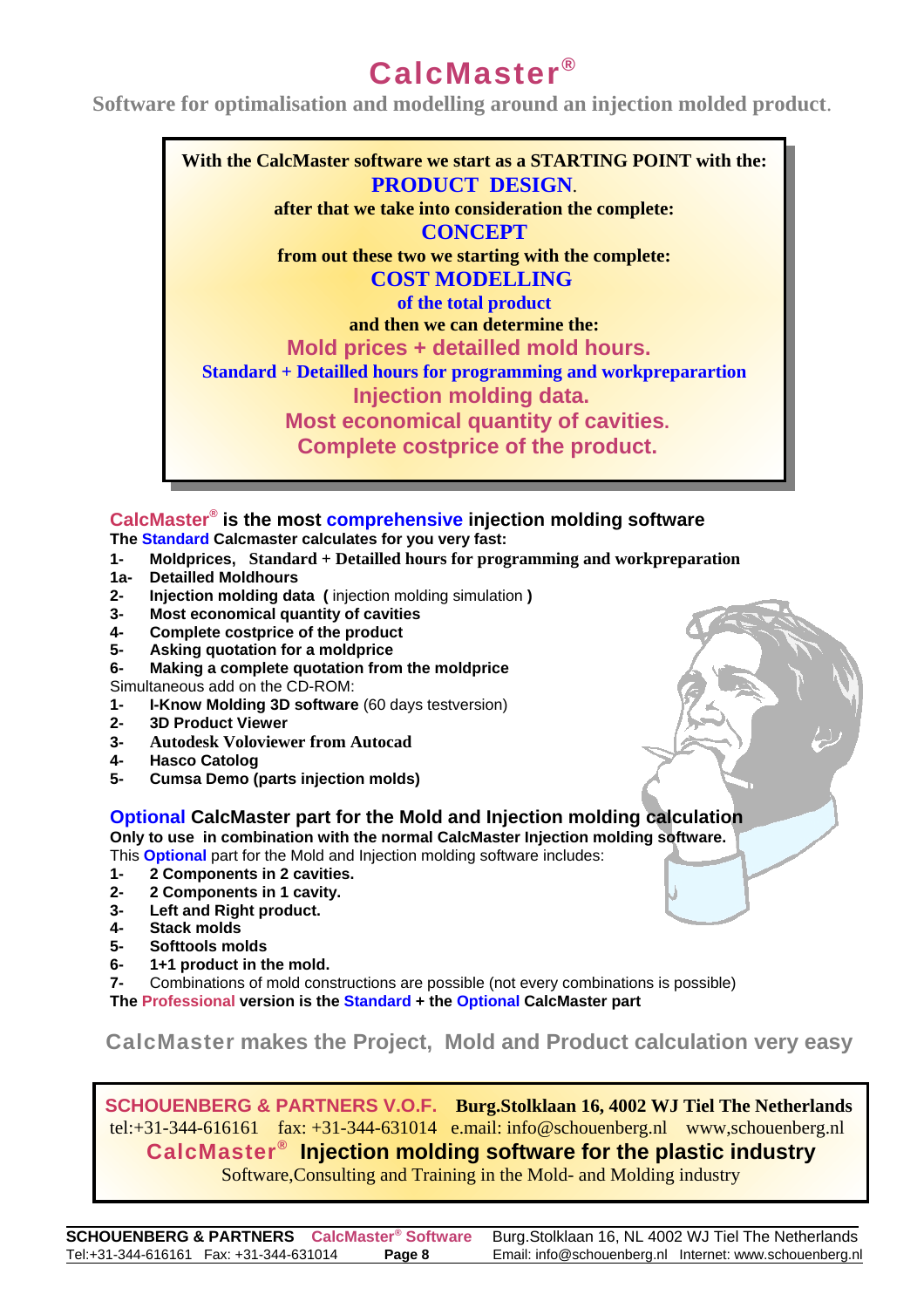# CalcMaster®

**Software for optimalisation and modelling around an injection molded product.**

**With the CalcMaster software we start as a STARTING POINT with the:**

**PRODUCT DESIGN.**

**after that we take into consideration the complete:**

**CONCEPT**

**from out these two we starting with the complete:**

**COST MODELLING**

**of the total product**

**and then we can determine the:**

**Mold prices + detailled mold hours.**

**Standard + Detailled hours for programming and workpreparartion**

**Injection molding data.**

**Most economical quantity of cavities.**

**Complete costprice of the product.**

## CalcMaster® is the most comprehensive injection molding software

**The Standard Calcmaster calculates for you very fast:**

- **1-** **Moldprices, Standard + Detailled hours for programming and workpreparation**
- **1a-** **Detailled Moldhours**
- **2-** **Injection molding data (** injection molding simulation **)**
- **3-** **Most economical quantity of cavities**
- **4-** **Complete costprice of the product**
- **5-** **Asking quotation for a moldprice**
- **6-** **Making a complete quotation from the moldprice**

Simultaneous add on the CD-ROM:

- **1-** **I-Know Molding 3D software** (60 days testversion)
- **2-** **3D Product Viewer**
- **3-** **Autodesk Voloviewer from Autocad**
- **4-** **Hasco Catolog**
- **5-** **Cumsa Demo (parts injection molds)**

## Optional CalcMaster part for the Mold and Injection molding calculation

**Only to use in combination with the normal CalcMaster Injection molding software.**

This **Optional** part for the Mold and Injection molding software includes:

- **1-** **2 Components in 2 cavities.**
- **2-** **2 Components in 1 cavity.**
- **3-** **Left and Right product.**
- **4-** **Stack molds**
- **5-** **Softtools molds**
- **6-** **1+1 product in the mold.**
- **7-** Combinations of mold constructions are possible (not every combinations is possible)

**The Professional version is the Standard + the Optional CalcMaster part**

**CalcMaster makes the Project, Mold and Product calculation very easy**

**SCHOUENBERG & PARTNERS V.O.F.** **Burg.Stolklaan 16, 4002 WJ Tiel The Netherlands**
tel:+31-344-616161 fax: +31-344-631014 e.mail: info@schouenberg.nl www,schouenberg.nl
**CalcMaster® Injection molding software for the plastic industry**
Software,Consulting and Training in the Mold- and Molding industry